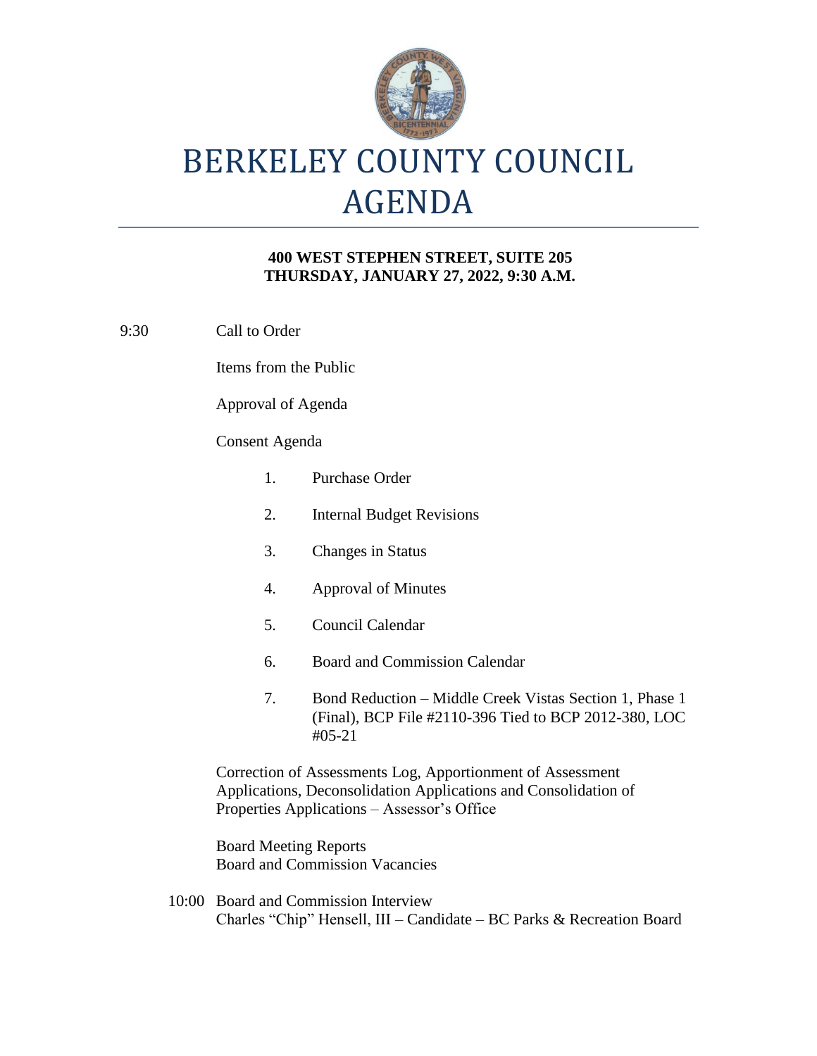# BERKELEY COUNTY COUNCIL AGENDA

**400 WEST STEPHEN STREET, SUITE 205**
**THURSDAY, JANUARY 27, 2022, 9:30 A.M.**

9:30 Call to Order

Items from the Public

Approval of Agenda

Consent Agenda

1. Purchase Order
2. Internal Budget Revisions
3. Changes in Status
4. Approval of Minutes
5. Council Calendar
6. Board and Commission Calendar
7. Bond Reduction – Middle Creek Vistas Section 1, Phase 1 (Final), BCP File #2110-396 Tied to BCP 2012-380, LOC #05-21

Correction of Assessments Log, Apportionment of Assessment Applications, Deconsolidation Applications and Consolidation of Properties Applications – Assessor's Office

Board Meeting Reports
Board and Commission Vacancies

10:00 Board and Commission Interview
Charles "Chip" Hensell, III – Candidate – BC Parks & Recreation Board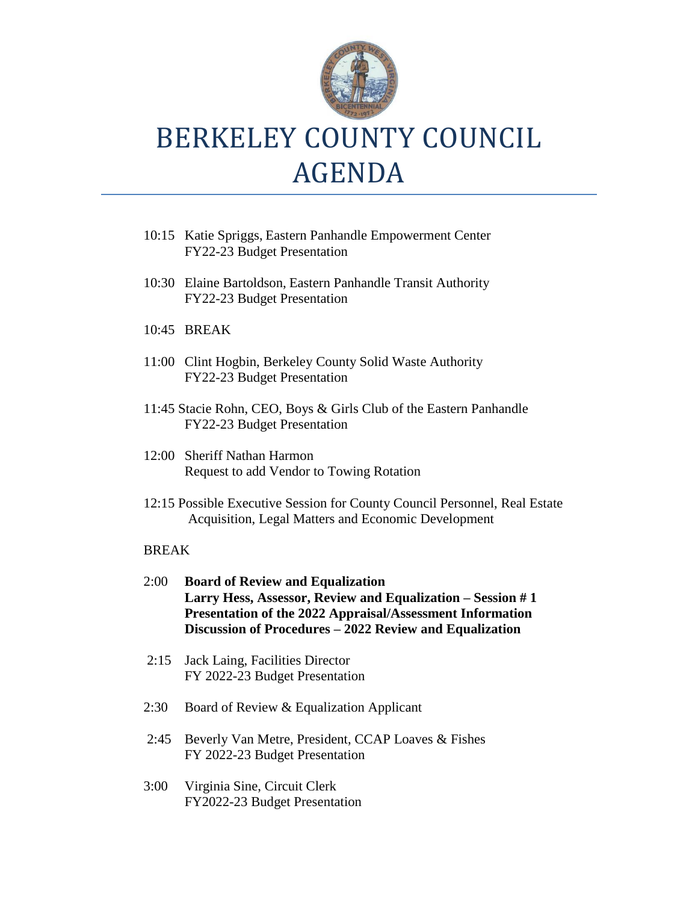# BERKELEY COUNTY COUNCIL AGENDA

10:15 Katie Spriggs, Eastern Panhandle Empowerment Center
FY22-23 Budget Presentation

10:30 Elaine Bartoldson, Eastern Panhandle Transit Authority
FY22-23 Budget Presentation

10:45 BREAK

11:00 Clint Hogbin, Berkeley County Solid Waste Authority
FY22-23 Budget Presentation

11:45 Stacie Rohn, CEO, Boys & Girls Club of the Eastern Panhandle
FY22-23 Budget Presentation

12:00 Sheriff Nathan Harmon
Request to add Vendor to Towing Rotation

12:15 Possible Executive Session for County Council Personnel, Real Estate Acquisition, Legal Matters and Economic Development

BREAK

2:00 **Board of Review and Equalization**
**Larry Hess, Assessor, Review and Equalization – Session # 1**
**Presentation of the 2022 Appraisal/Assessment Information**
**Discussion of Procedures – 2022 Review and Equalization**

2:15 Jack Laing, Facilities Director
FY 2022-23 Budget Presentation

2:30 Board of Review & Equalization Applicant

2:45 Beverly Van Metre, President, CCAP Loaves & Fishes
FY 2022-23 Budget Presentation

3:00 Virginia Sine, Circuit Clerk
FY2022-23 Budget Presentation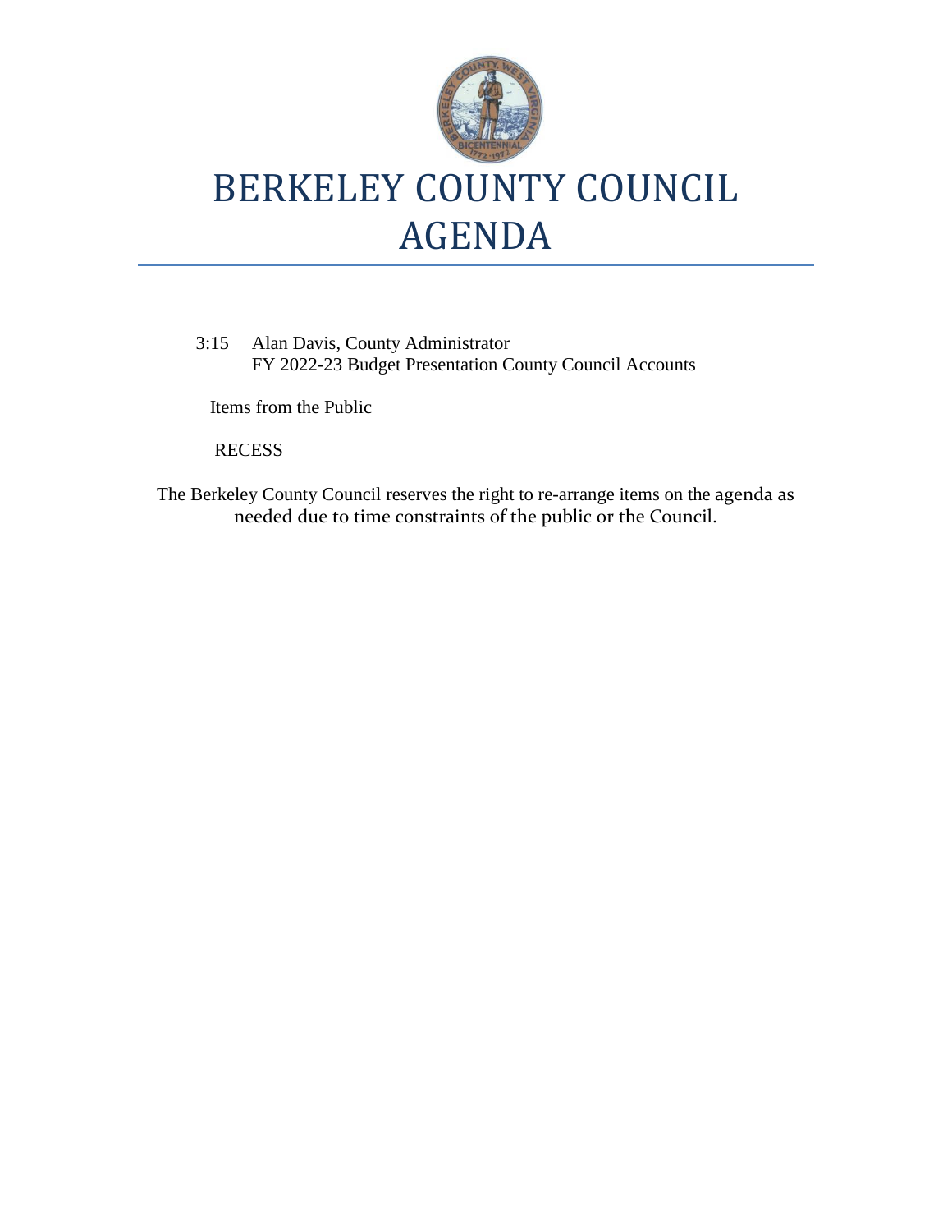# BERKELEY COUNTY COUNCIL AGENDA

3:15 Alan Davis, County Administrator
FY 2022-23 Budget Presentation County Council Accounts

Items from the Public

RECESS

The Berkeley County Council reserves the right to re-arrange items on the agenda as needed due to time constraints of the public or the Council.